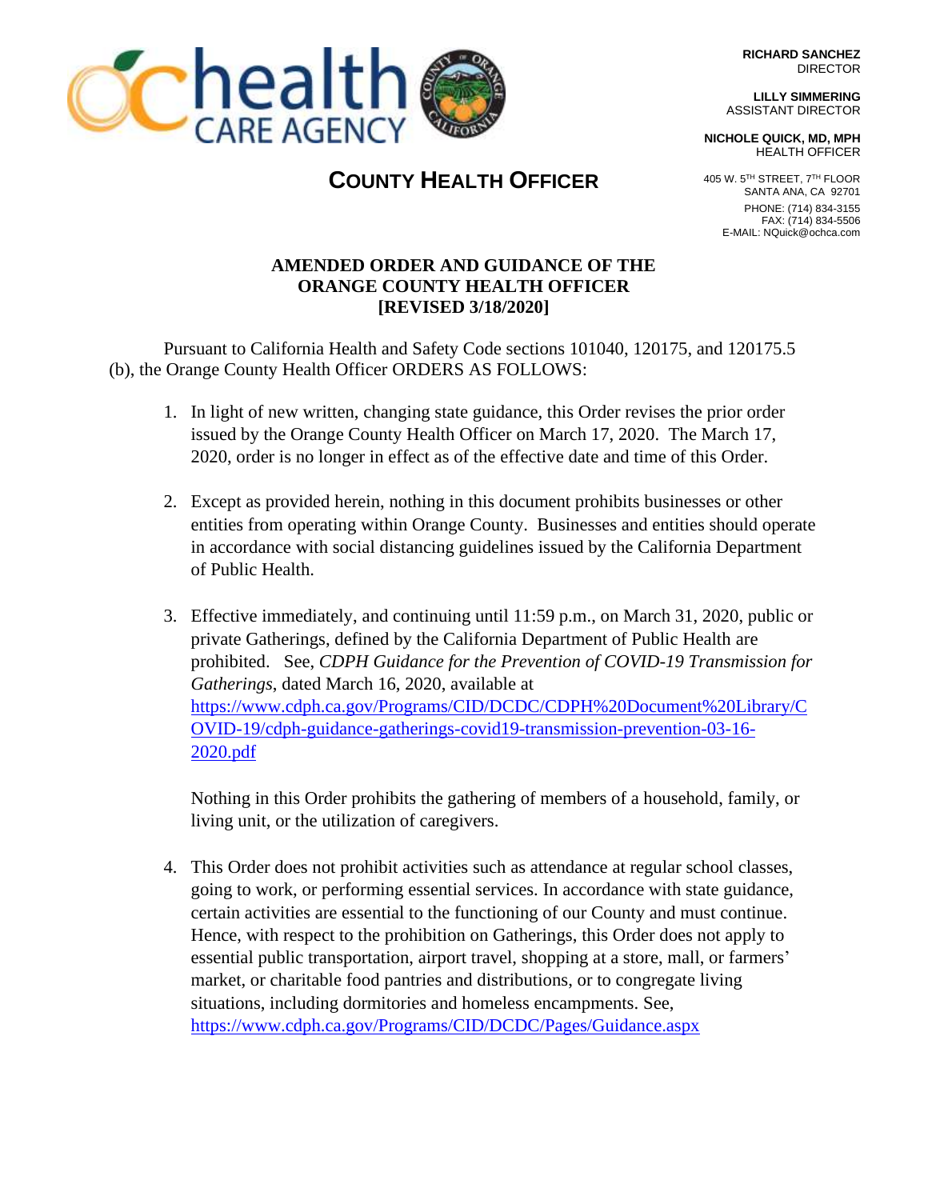RICHARD SANCHEZ
DIRECTOR

LILLY SIMMERING
ASSISTANT DIRECTOR

NICHOLE QUICK, MD, MPH
HEALTH OFFICER

405 W. 5TH STREET, 7TH FLOOR
SANTA ANA, CA 92701

PHONE: (714) 834-3155
FAX: (714) 834-5506
E-MAIL: NQuick@ochca.com

# COUNTY HEALTH OFFICER

## AMENDED ORDER AND GUIDANCE OF THE ORANGE COUNTY HEALTH OFFICER [REVISED 3/18/2020]

Pursuant to California Health and Safety Code sections 101040, 120175, and 120175.5 (b), the Orange County Health Officer ORDERS AS FOLLOWS:

1. In light of new written, changing state guidance, this Order revises the prior order issued by the Orange County Health Officer on March 17, 2020. The March 17, 2020, order is no longer in effect as of the effective date and time of this Order.

2. Except as provided herein, nothing in this document prohibits businesses or other entities from operating within Orange County. Businesses and entities should operate in accordance with social distancing guidelines issued by the California Department of Public Health.

3. Effective immediately, and continuing until 11:59 p.m., on March 31, 2020, public or private Gatherings, defined by the California Department of Public Health are prohibited. See, *CDPH Guidance for the Prevention of COVID-19 Transmission for Gatherings*, dated March 16, 2020, available at https://www.cdph.ca.gov/Programs/CID/DCDC/CDPH%20Document%20Library/COVID-19/cdph-guidance-gatherings-covid19-transmission-prevention-03-16-2020.pdf

   Nothing in this Order prohibits the gathering of members of a household, family, or living unit, or the utilization of caregivers.

4. This Order does not prohibit activities such as attendance at regular school classes, going to work, or performing essential services. In accordance with state guidance, certain activities are essential to the functioning of our County and must continue. Hence, with respect to the prohibition on Gatherings, this Order does not apply to essential public transportation, airport travel, shopping at a store, mall, or farmers' market, or charitable food pantries and distributions, or to congregate living situations, including dormitories and homeless encampments. See, https://www.cdph.ca.gov/Programs/CID/DCDC/Pages/Guidance.aspx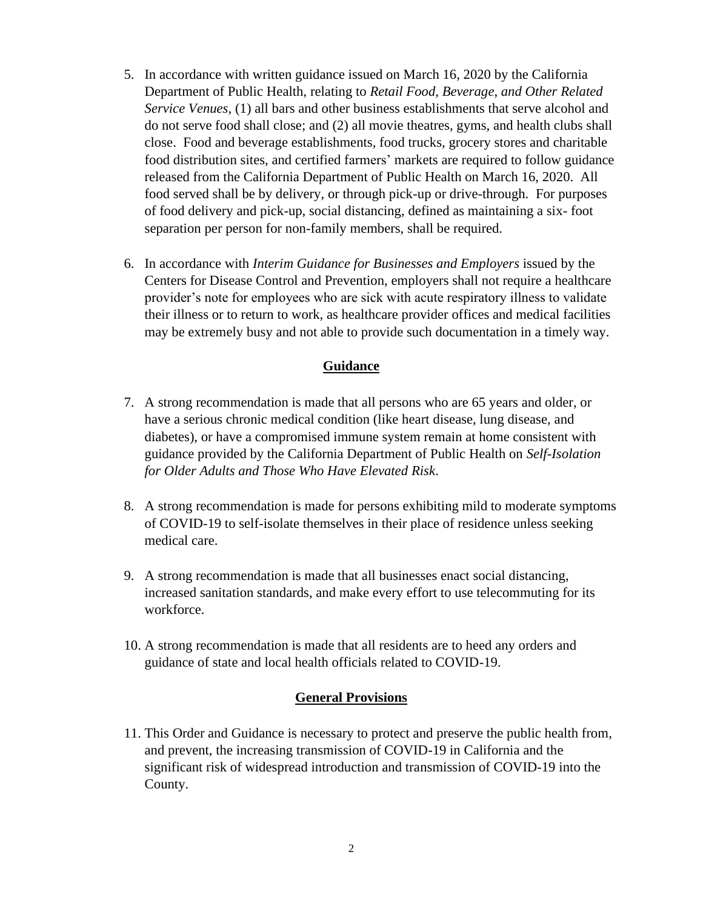5. In accordance with written guidance issued on March 16, 2020 by the California Department of Public Health, relating to *Retail Food, Beverage, and Other Related Service Venues*, (1) all bars and other business establishments that serve alcohol and do not serve food shall close; and (2) all movie theatres, gyms, and health clubs shall close. Food and beverage establishments, food trucks, grocery stores and charitable food distribution sites, and certified farmers' markets are required to follow guidance released from the California Department of Public Health on March 16, 2020. All food served shall be by delivery, or through pick-up or drive-through. For purposes of food delivery and pick-up, social distancing, defined as maintaining a six- foot separation per person for non-family members, shall be required.

6. In accordance with *Interim Guidance for Businesses and Employers* issued by the Centers for Disease Control and Prevention, employers shall not require a healthcare provider's note for employees who are sick with acute respiratory illness to validate their illness or to return to work, as healthcare provider offices and medical facilities may be extremely busy and not able to provide such documentation in a timely way.

## Guidance

7. A strong recommendation is made that all persons who are 65 years and older, or have a serious chronic medical condition (like heart disease, lung disease, and diabetes), or have a compromised immune system remain at home consistent with guidance provided by the California Department of Public Health on *Self-Isolation for Older Adults and Those Who Have Elevated Risk*.

8. A strong recommendation is made for persons exhibiting mild to moderate symptoms of COVID-19 to self-isolate themselves in their place of residence unless seeking medical care.

9. A strong recommendation is made that all businesses enact social distancing, increased sanitation standards, and make every effort to use telecommuting for its workforce.

10. A strong recommendation is made that all residents are to heed any orders and guidance of state and local health officials related to COVID-19.

## General Provisions

11. This Order and Guidance is necessary to protect and preserve the public health from, and prevent, the increasing transmission of COVID-19 in California and the significant risk of widespread introduction and transmission of COVID-19 into the County.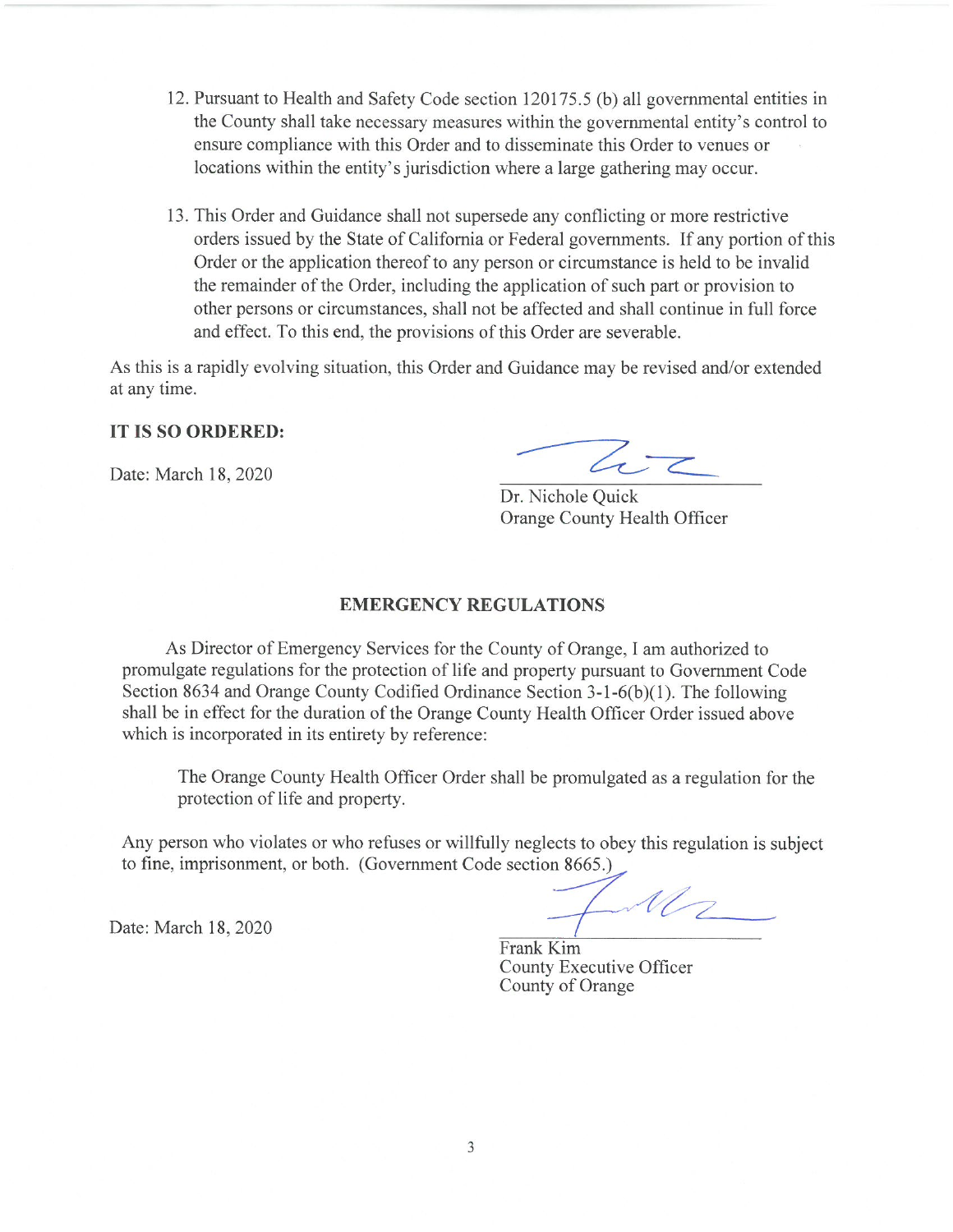12. Pursuant to Health and Safety Code section 120175.5 (b) all governmental entities in the County shall take necessary measures within the governmental entity's control to ensure compliance with this Order and to disseminate this Order to venues or locations within the entity's jurisdiction where a large gathering may occur.

13. This Order and Guidance shall not supersede any conflicting or more restrictive orders issued by the State of California or Federal governments. If any portion of this Order or the application thereof to any person or circumstance is held to be invalid the remainder of the Order, including the application of such part or provision to other persons or circumstances, shall not be affected and shall continue in full force and effect. To this end, the provisions of this Order are severable.

As this is a rapidly evolving situation, this Order and Guidance may be revised and/or extended at any time.

**IT IS SO ORDERED:**

Date: March 18, 2020

Dr. Nichole Quick
Orange County Health Officer

## EMERGENCY REGULATIONS

As Director of Emergency Services for the County of Orange, I am authorized to promulgate regulations for the protection of life and property pursuant to Government Code Section 8634 and Orange County Codified Ordinance Section 3-1-6(b)(1). The following shall be in effect for the duration of the Orange County Health Officer Order issued above which is incorporated in its entirety by reference:

> The Orange County Health Officer Order shall be promulgated as a regulation for the protection of life and property.

Any person who violates or who refuses or willfully neglects to obey this regulation is subject to fine, imprisonment, or both. (Government Code section 8665.)

Date: March 18, 2020

Frank Kim
County Executive Officer
County of Orange